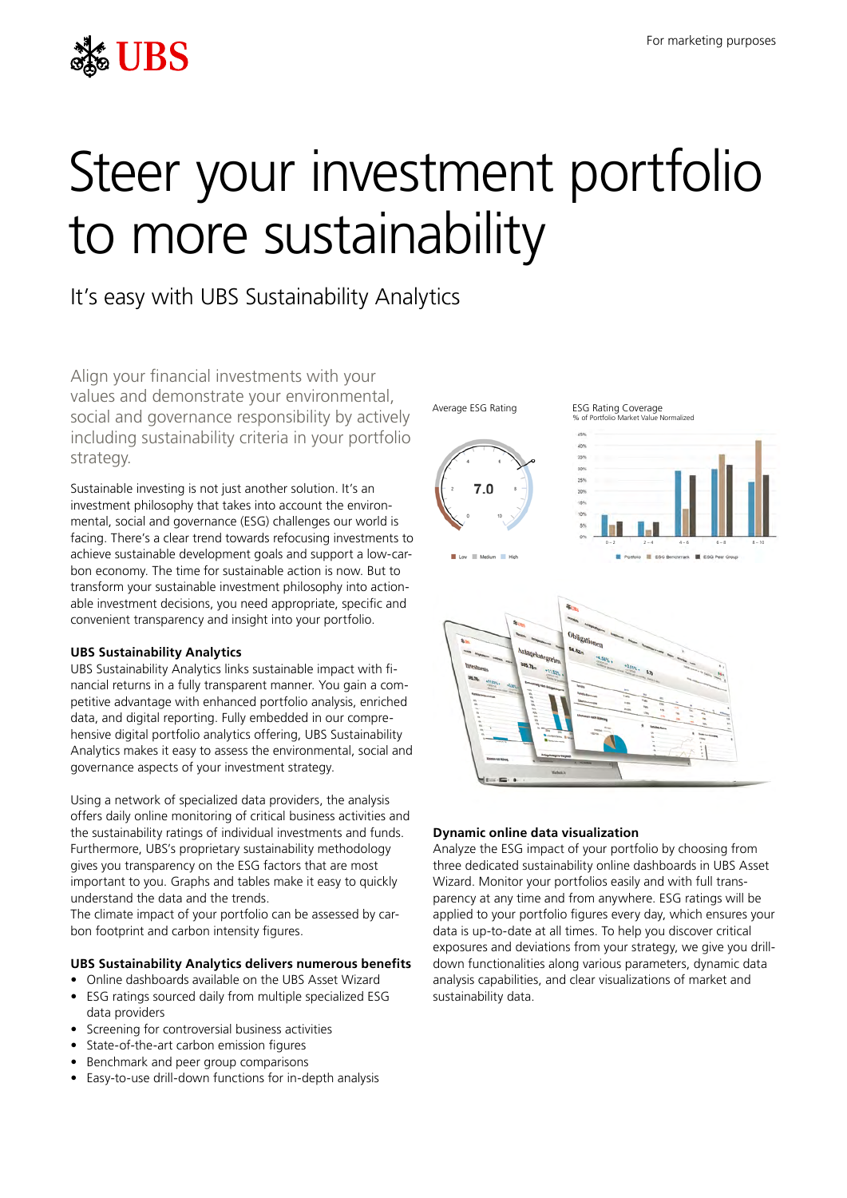For marketing purposes

# Steer your investment portfolio to more sustainability

## It's easy with UBS Sustainability Analytics

Align your financial investments with your values and demonstrate your environmental, social and governance responsibility by actively including sustainability criteria in your portfolio strategy.

Sustainable investing is not just another solution. It's an investment philosophy that takes into account the environmental, social and governance (ESG) challenges our world is facing. There's a clear trend towards refocusing investments to achieve sustainable development goals and support a low-carbon economy. The time for sustainable action is now. But to transform your sustainable investment philosophy into actionable investment decisions, you need appropriate, specific and convenient transparency and insight into your portfolio.

**UBS Sustainability Analytics**

UBS Sustainability Analytics links sustainable impact with financial returns in a fully transparent manner. You gain a competitive advantage with enhanced portfolio analysis, enriched data, and digital reporting. Fully embedded in our comprehensive digital portfolio analytics offering, UBS Sustainability Analytics makes it easy to assess the environmental, social and governance aspects of your investment strategy.

Using a network of specialized data providers, the analysis offers daily online monitoring of critical business activities and the sustainability ratings of individual investments and funds. Furthermore, UBS's proprietary sustainability methodology gives you transparency on the ESG factors that are most important to you. Graphs and tables make it easy to quickly understand the data and the trends.
The climate impact of your portfolio can be assessed by carbon footprint and carbon intensity figures.

**UBS Sustainability Analytics delivers numerous benefits**

- Online dashboards available on the UBS Asset Wizard
- ESG ratings sourced daily from multiple specialized ESG data providers
- Screening for controversial business activities
- State-of-the-art carbon emission figures
- Benchmark and peer group comparisons
- Easy-to-use drill-down functions for in-depth analysis

**Dynamic online data visualization**

Analyze the ESG impact of your portfolio by choosing from three dedicated sustainability online dashboards in UBS Asset Wizard. Monitor your portfolios easily and with full transparency at any time and from anywhere. ESG ratings will be applied to your portfolio figures every day, which ensures your data is up-to-date at all times. To help you discover critical exposures and deviations from your strategy, we give you drill-down functionalities along various parameters, dynamic data analysis capabilities, and clear visualizations of market and sustainability data.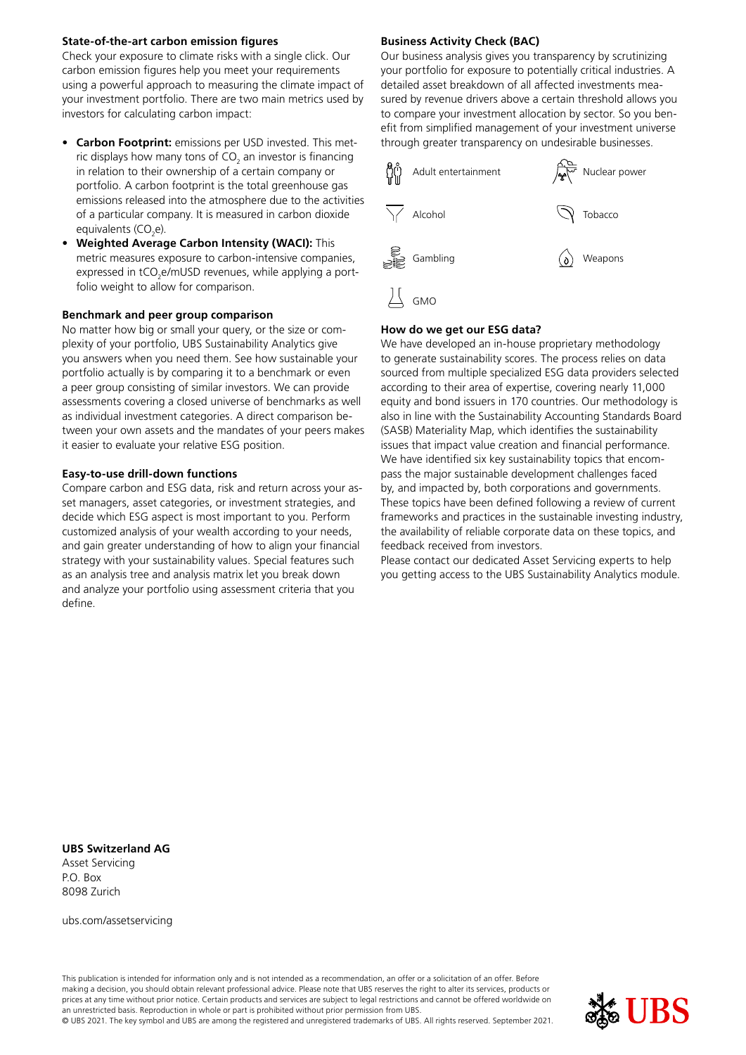### State-of-the-art carbon emission figures

Check your exposure to climate risks with a single click. Our carbon emission figures help you meet your requirements using a powerful approach to measuring the climate impact of your investment portfolio. There are two main metrics used by investors for calculating carbon impact:

- **Carbon Footprint:** emissions per USD invested. This metric displays how many tons of $CO_2$ an investor is financing in relation to their ownership of a certain company or portfolio. A carbon footprint is the total greenhouse gas emissions released into the atmosphere due to the activities of a particular company. It is measured in carbon dioxide equivalents ($CO_2e$).
- **Weighted Average Carbon Intensity (WACI):** This metric measures exposure to carbon-intensive companies, expressed in $tCO_2e$/mUSD revenues, while applying a portfolio weight to allow for comparison.

### Benchmark and peer group comparison

No matter how big or small your query, or the size or complexity of your portfolio, UBS Sustainability Analytics give you answers when you need them. See how sustainable your portfolio actually is by comparing it to a benchmark or even a peer group consisting of similar investors. We can provide assessments covering a closed universe of benchmarks as well as individual investment categories. A direct comparison between your own assets and the mandates of your peers makes it easier to evaluate your relative ESG position.

### Easy-to-use drill-down functions

Compare carbon and ESG data, risk and return across your asset managers, asset categories, or investment strategies, and decide which ESG aspect is most important to you. Perform customized analysis of your wealth according to your needs, and gain greater understanding of how to align your financial strategy with your sustainability values. Special features such as an analysis tree and analysis matrix let you break down and analyze your portfolio using assessment criteria that you define.

### Business Activity Check (BAC)

Our business analysis gives you transparency by scrutinizing your portfolio for exposure to potentially critical industries. A detailed asset breakdown of all affected investments measured by revenue drivers above a certain threshold allows you to compare your investment allocation by sector. So you benefit from simplified management of your investment universe through greater transparency on undesirable businesses.

- Adult entertainment
- Nuclear power
- Alcohol
- Tobacco
- Gambling
- Weapons
- GMO

### How do we get our ESG data?

We have developed an in-house proprietary methodology to generate sustainability scores. The process relies on data sourced from multiple specialized ESG data providers selected according to their area of expertise, covering nearly 11,000 equity and bond issuers in 170 countries. Our methodology is also in line with the Sustainability Accounting Standards Board (SASB) Materiality Map, which identifies the sustainability issues that impact value creation and financial performance. We have identified six key sustainability topics that encompass the major sustainable development challenges faced by, and impacted by, both corporations and governments. These topics have been defined following a review of current frameworks and practices in the sustainable investing industry, the availability of reliable corporate data on these topics, and feedback received from investors.

Please contact our dedicated Asset Servicing experts to help you getting access to the UBS Sustainability Analytics module.

**UBS Switzerland AG**
Asset Servicing
P.O. Box
8098 Zurich

ubs.com/assetservicing

This publication is intended for information only and is not intended as a recommendation, an offer or a solicitation of an offer. Before making a decision, you should obtain relevant professional advice. Please note that UBS reserves the right to alter its services, products or prices at any time without prior notice. Certain products and services are subject to legal restrictions and cannot be offered worldwide on an unrestricted basis. Reproduction in whole or part is prohibited without prior permission from UBS.
© UBS 2021. The key symbol and UBS are among the registered and unregistered trademarks of UBS. All rights reserved. September 2021.

UBS